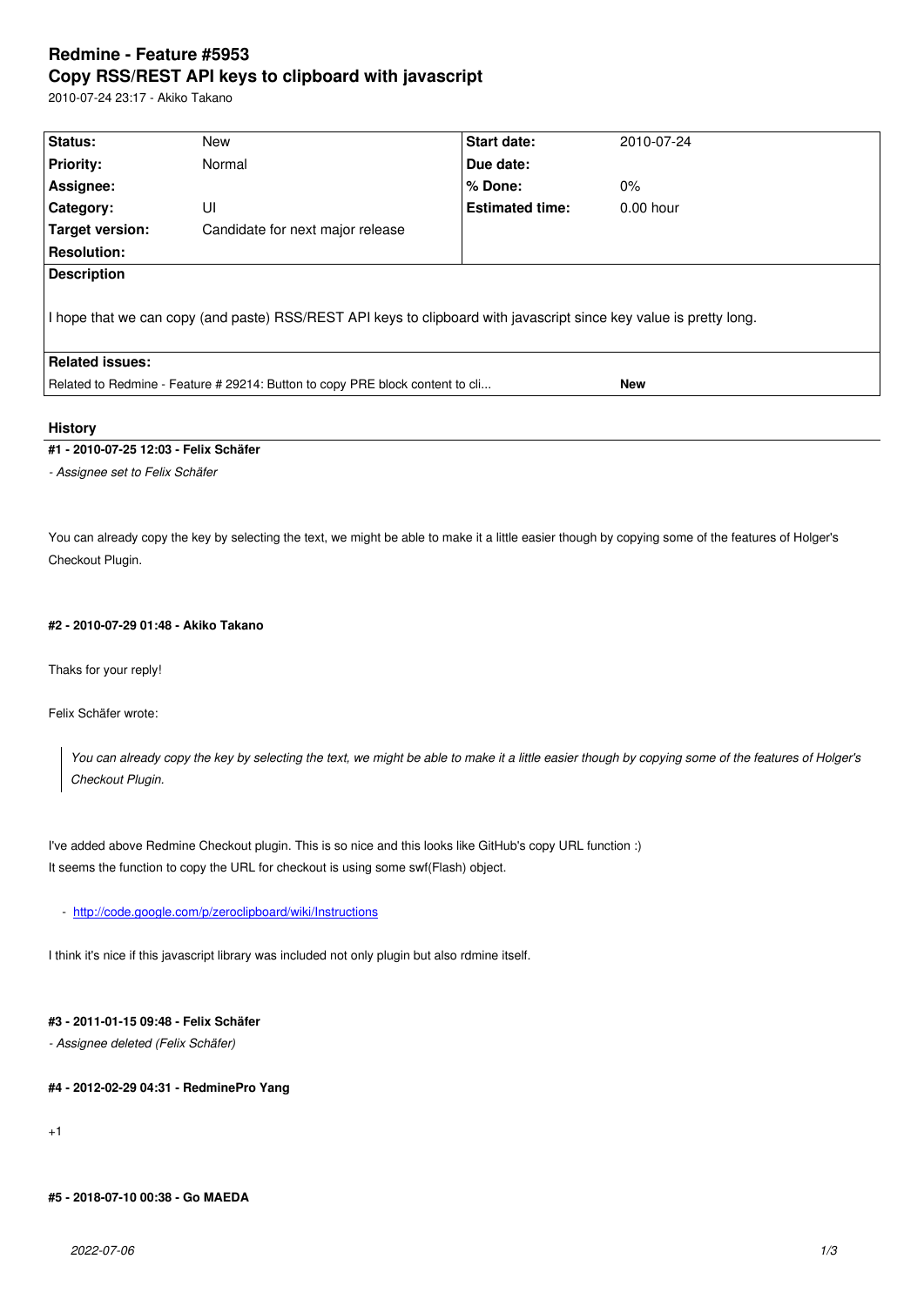# Redmine - Feature #5953
# Copy RSS/REST API keys to clipboard with javascript

2010-07-24 23:17 - Akiko Takano

| Status: | New | Start date: | 2010-07-24 |
|---|---|---|---|
| Priority: | Normal | Due date: | |
| Assignee: | | % Done: | 0% |
| Category: | UI | Estimated time: | 0.00 hour |
| Target version: | Candidate for next major release | | |
| Resolution: | | | |

**Description**

I hope that we can copy (and paste) RSS/REST API keys to clipboard with javascript since key value is pretty long.

**Related issues:**

| Related to Redmine - Feature # 29214: Button to copy PRE block content to cli... | New |
|---|---|

## History

#### #1 - 2010-07-25 12:03 - Felix Schäfer

*- Assignee set to Felix Schäfer*

You can already copy the key by selecting the text, we might be able to make it a little easier though by copying some of the features of Holger's Checkout Plugin.

#### #2 - 2010-07-29 01:48 - Akiko Takano

Thaks for your reply!

Felix Schäfer wrote:

> *You can already copy the key by selecting the text, we might be able to make it a little easier though by copying some of the features of Holger's Checkout Plugin.*

I've added above Redmine Checkout plugin. This is so nice and this looks like GitHub's copy URL function :)
It seems the function to copy the URL for checkout is using some swf(Flash) object.

- http://code.google.com/p/zeroclipboard/wiki/Instructions

I think it's nice if this javascript library was included not only plugin but also rdmine itself.

#### #3 - 2011-01-15 09:48 - Felix Schäfer

*- Assignee deleted (Felix Schäfer)*

#### #4 - 2012-02-29 04:31 - RedminePro Yang

+1

#### #5 - 2018-07-10 00:38 - Go MAEDA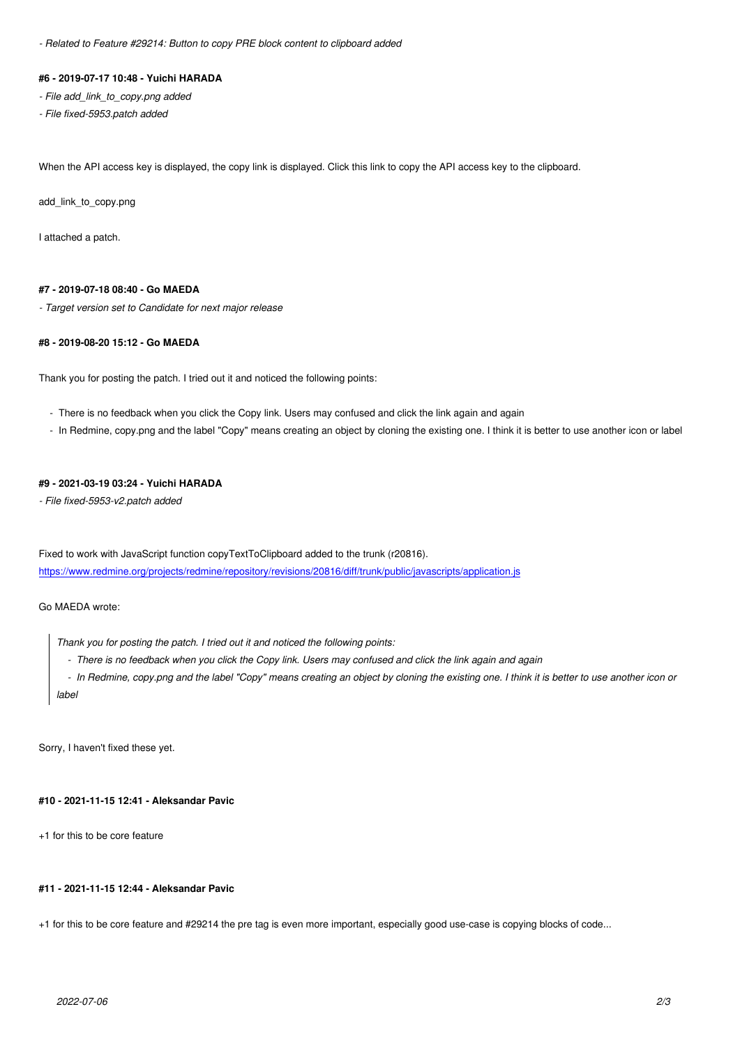*- Related to Feature #29214: Button to copy PRE block content to clipboard added*

#### #6 - 2019-07-17 10:48 - Yuichi HARADA

*- File add_link_to_copy.png added*

*- File fixed-5953.patch added*

When the API access key is displayed, the copy link is displayed. Click this link to copy the API access key to the clipboard.

add_link_to_copy.png

I attached a patch.

#### #7 - 2019-07-18 08:40 - Go MAEDA

*- Target version set to Candidate for next major release*

#### #8 - 2019-08-20 15:12 - Go MAEDA

Thank you for posting the patch. I tried out it and noticed the following points:

- There is no feedback when you click the Copy link. Users may confused and click the link again and again
- In Redmine, copy.png and the label "Copy" means creating an object by cloning the existing one. I think it is better to use another icon or label

#### #9 - 2021-03-19 03:24 - Yuichi HARADA

*- File fixed-5953-v2.patch added*

Fixed to work with JavaScript function copyTextToClipboard added to the trunk (r20816).
https://www.redmine.org/projects/redmine/repository/revisions/20816/diff/trunk/public/javascripts/application.js

Go MAEDA wrote:

> *Thank you for posting the patch. I tried out it and noticed the following points:*
> - *There is no feedback when you click the Copy link. Users may confused and click the link again and again*
> - *In Redmine, copy.png and the label "Copy" means creating an object by cloning the existing one. I think it is better to use another icon or label*

Sorry, I haven't fixed these yet.

#### #10 - 2021-11-15 12:41 - Aleksandar Pavic

+1 for this to be core feature

#### #11 - 2021-11-15 12:44 - Aleksandar Pavic

+1 for this to be core feature and #29214 the pre tag is even more important, especially good use-case is copying blocks of code...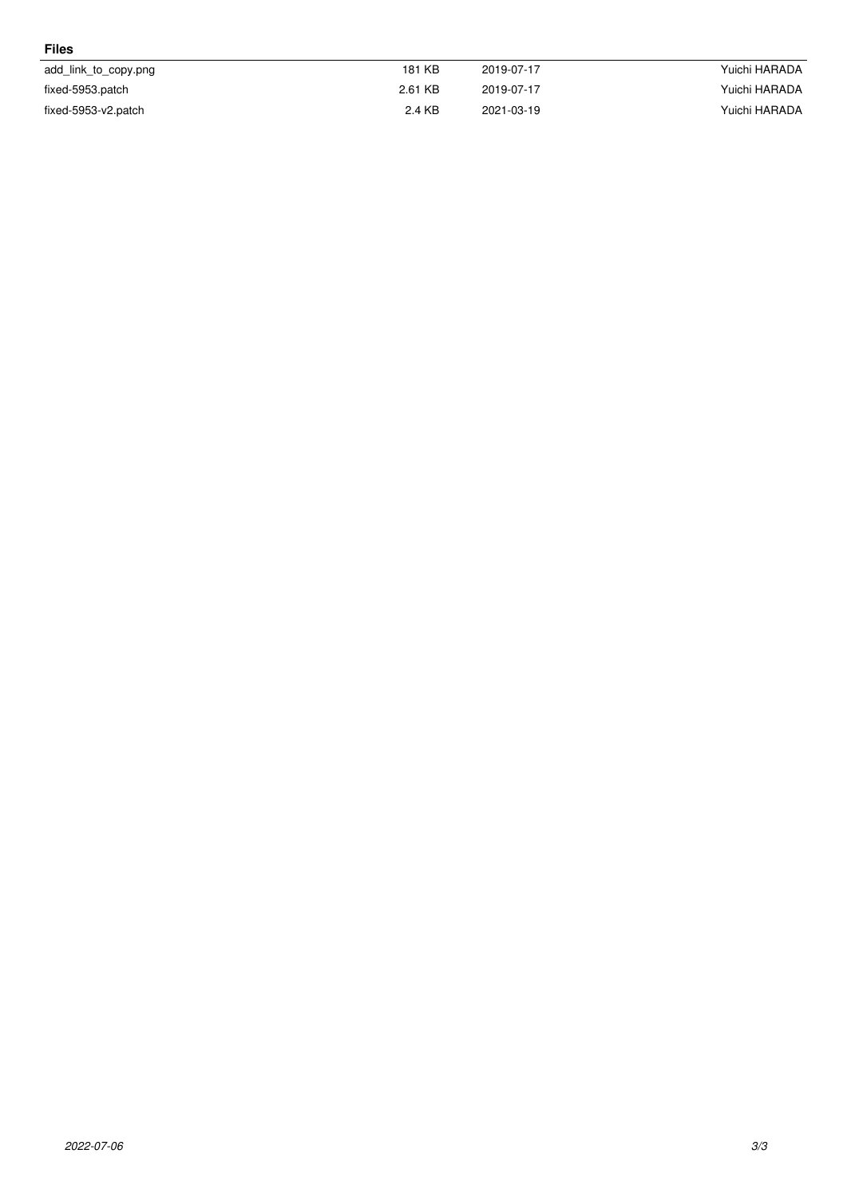**Files**

| | | | |
|---|---|---|---|
| add_link_to_copy.png | 181 KB | 2019-07-17 | Yuichi HARADA |
| fixed-5953.patch | 2.61 KB | 2019-07-17 | Yuichi HARADA |
| fixed-5953-v2.patch | 2.4 KB | 2021-03-19 | Yuichi HARADA |